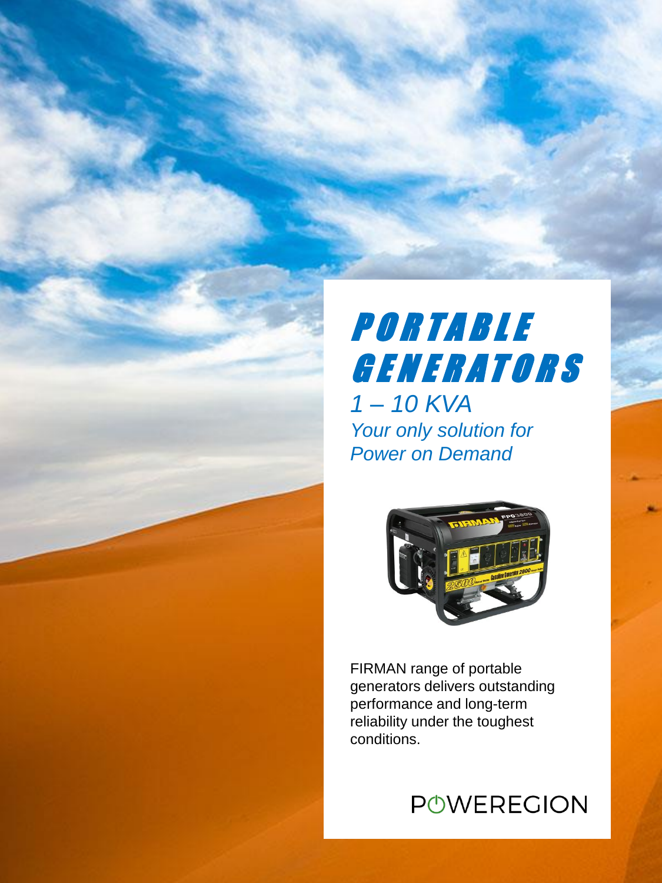# PORTABLE GENERATORS

*1 – 10 KVA*
*Your only solution for Power on Demand*

FIRMAN range of portable generators delivers outstanding performance and long-term reliability under the toughest conditions.

POWEREGION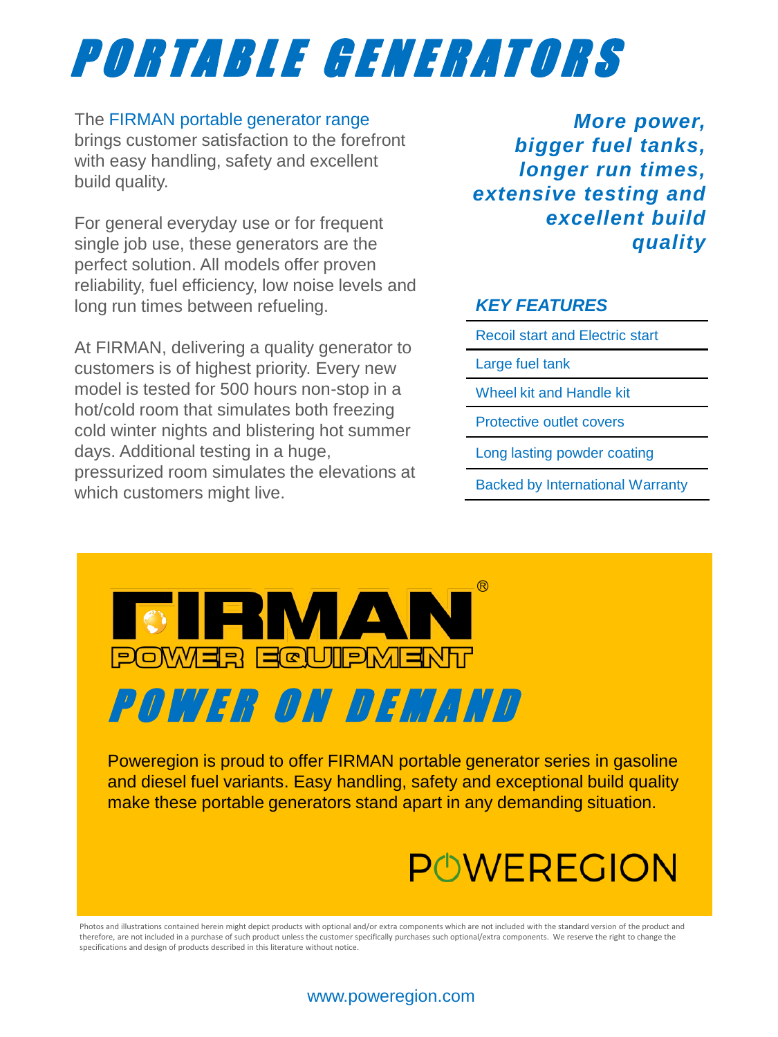# PORTABLE GENERATORS

The FIRMAN portable generator range brings customer satisfaction to the forefront with easy handling, safety and excellent build quality.

For general everyday use or for frequent single job use, these generators are the perfect solution. All models offer proven reliability, fuel efficiency, low noise levels and long run times between refueling.

At FIRMAN, delivering a quality generator to customers is of highest priority. Every new model is tested for 500 hours non-stop in a hot/cold room that simulates both freezing cold winter nights and blistering hot summer days. Additional testing in a huge, pressurized room simulates the elevations at which customers might live.

***More power, bigger fuel tanks, longer run times, extensive testing and excellent build quality***

### *KEY FEATURES*

- Recoil start and Electric start
- Large fuel tank
- Wheel kit and Handle kit
- Protective outlet covers
- Long lasting powder coating
- Backed by International Warranty

FIRMAN® POWER EQUIPMENT

## POWER ON DEMAND

Poweregion is proud to offer FIRMAN portable generator series in gasoline and diesel fuel variants. Easy handling, safety and exceptional build quality make these portable generators stand apart in any demanding situation.

POWEREGION

Photos and illustrations contained herein might depict products with optional and/or extra components which are not included with the standard version of the product and therefore, are not included in a purchase of such product unless the customer specifically purchases such optional/extra components. We reserve the right to change the specifications and design of products described in this literature without notice.

www.poweregion.com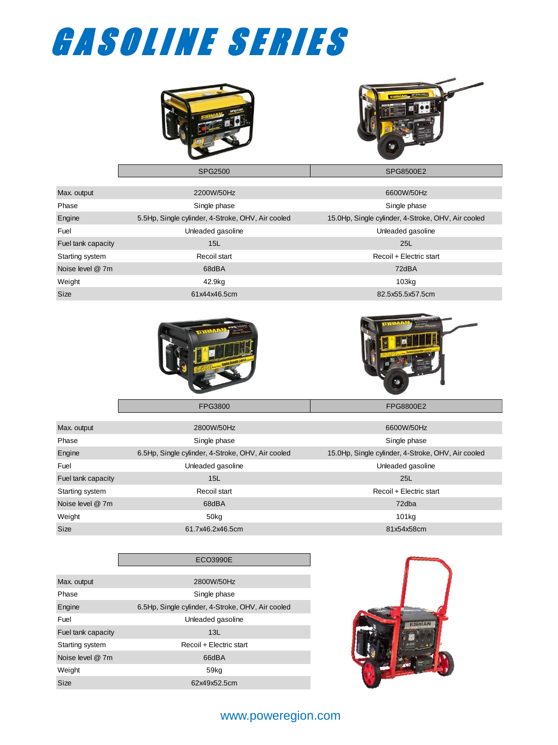# GASOLINE SERIES

| | SPG2500 | SPG8500E2 |
|---|---|---|
| Max. output | 2200W/50Hz | 6600W/50Hz |
| Phase | Single phase | Single phase |
| Engine | 5.5Hp, Single cylinder, 4-Stroke, OHV, Air cooled | 15.0Hp, Single cylinder, 4-Stroke, OHV, Air cooled |
| Fuel | Unleaded gasoline | Unleaded gasoline |
| Fuel tank capacity | 15L | 25L |
| Starting system | Recoil start | Recoil + Electric start |
| Noise level @ 7m | 68dBA | 72dBA |
| Weight | 42.9kg | 103kg |
| Size | 61x44x46.5cm | 82.5x55.5x57.5cm |

| | FPG3800 | FPG8800E2 |
|---|---|---|
| Max. output | 2800W/50Hz | 6600W/50Hz |
| Phase | Single phase | Single phase |
| Engine | 6.5Hp, Single cylinder, 4-Stroke, OHV, Air cooled | 15.0Hp, Single cylinder, 4-Stroke, OHV, Air cooled |
| Fuel | Unleaded gasoline | Unleaded gasoline |
| Fuel tank capacity | 15L | 25L |
| Starting system | Recoil start | Recoil + Electric start |
| Noise level @ 7m | 68dBA | 72dba |
| Weight | 50kg | 101kg |
| Size | 61.7x46.2x46.5cm | 81x54x58cm |

| | ECO3990E |
|---|---|
| Max. output | 2800W/50Hz |
| Phase | Single phase |
| Engine | 6.5Hp, Single cylinder, 4-Stroke, OHV, Air cooled |
| Fuel | Unleaded gasoline |
| Fuel tank capacity | 13L |
| Starting system | Recoil + Electric start |
| Noise level @ 7m | 66dBA |
| Weight | 59kg |
| Size | 62x49x52.5cm |

www.poweregion.com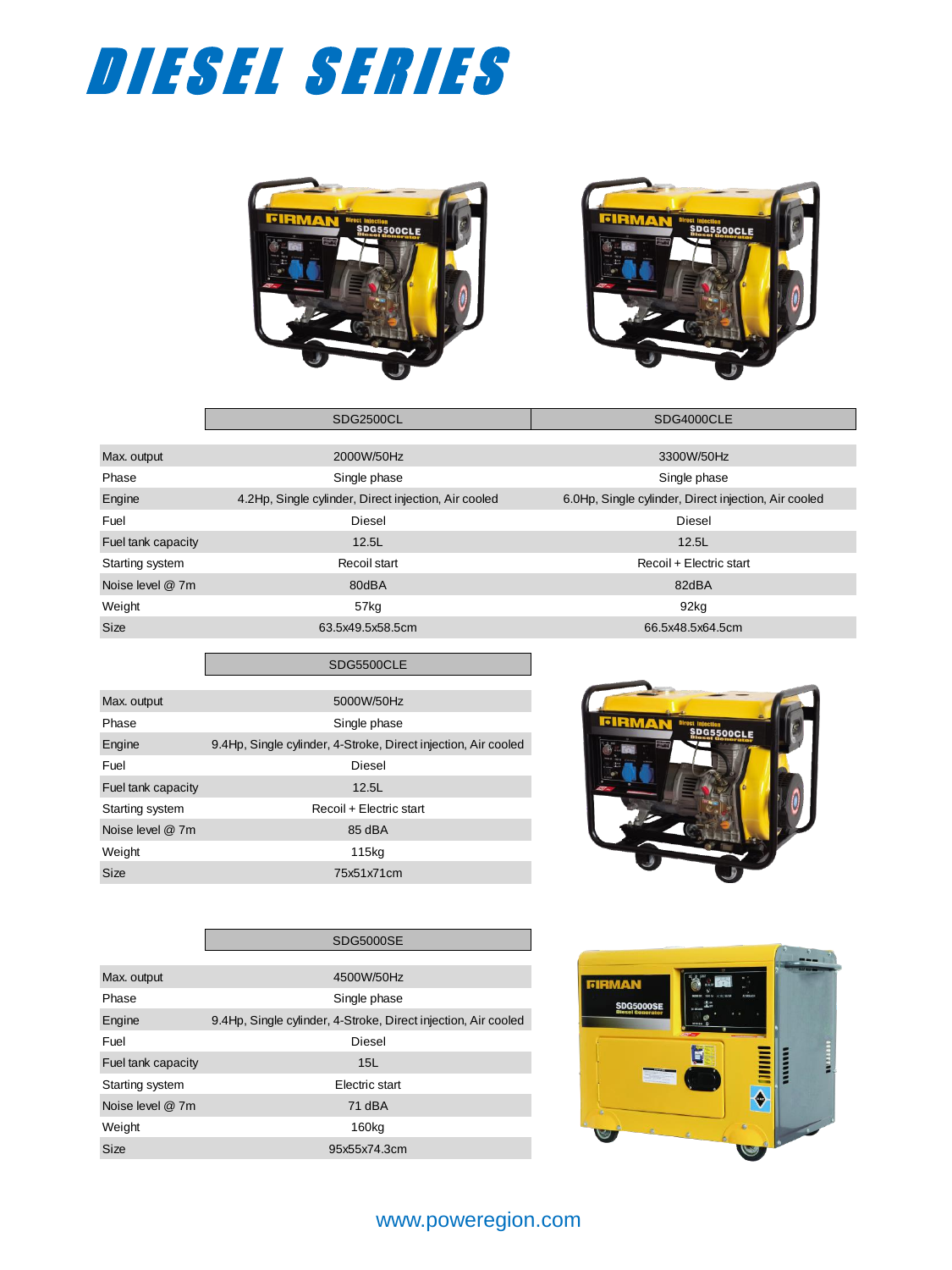# DIESEL SERIES

| | SDG2500CL | SDG4000CLE |
|---|---|---|
| Max. output | 2000W/50Hz | 3300W/50Hz |
| Phase | Single phase | Single phase |
| Engine | 4.2Hp, Single cylinder, Direct injection, Air cooled | 6.0Hp, Single cylinder, Direct injection, Air cooled |
| Fuel | Diesel | Diesel |
| Fuel tank capacity | 12.5L | 12.5L |
| Starting system | Recoil start | Recoil + Electric start |
| Noise level @ 7m | 80dBA | 82dBA |
| Weight | 57kg | 92kg |
| Size | 63.5x49.5x58.5cm | 66.5x48.5x64.5cm |

| | SDG5500CLE |
|---|---|
| Max. output | 5000W/50Hz |
| Phase | Single phase |
| Engine | 9.4Hp, Single cylinder, 4-Stroke, Direct injection, Air cooled |
| Fuel | Diesel |
| Fuel tank capacity | 12.5L |
| Starting system | Recoil + Electric start |
| Noise level @ 7m | 85 dBA |
| Weight | 115kg |
| Size | 75x51x71cm |

| | SDG5000SE |
|---|---|
| Max. output | 4500W/50Hz |
| Phase | Single phase |
| Engine | 9.4Hp, Single cylinder, 4-Stroke, Direct injection, Air cooled |
| Fuel | Diesel |
| Fuel tank capacity | 15L |
| Starting system | Electric start |
| Noise level @ 7m | 71 dBA |
| Weight | 160kg |
| Size | 95x55x74.3cm |

www.poweregion.com